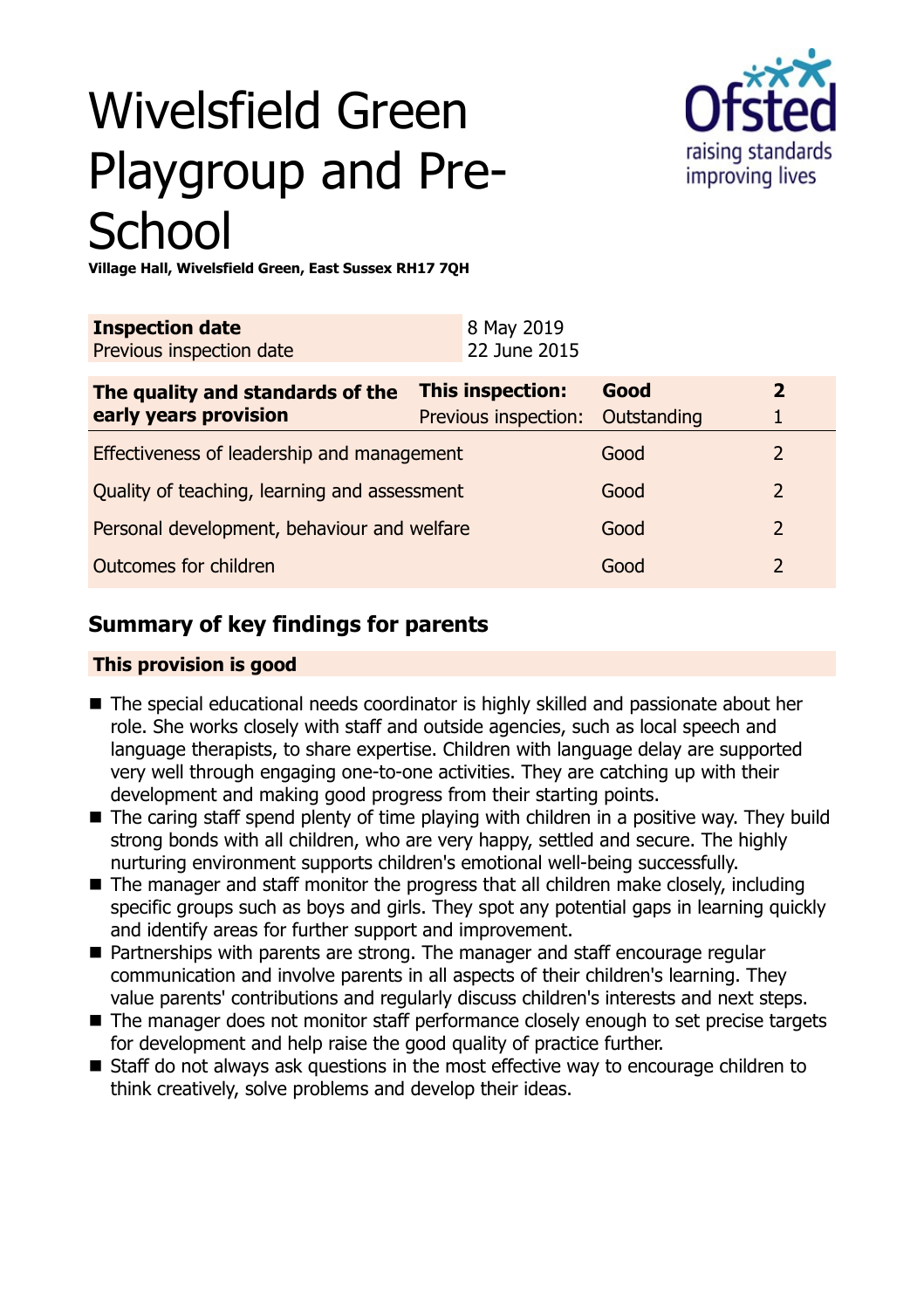# Wivelsfield Green Playgroup and Pre-School

**Village Hall, Wivelsfield Green, East Sussex RH17 7QH**

| **Inspection date** | 8 May 2019 |
|---|---|
| Previous inspection date | 22 June 2015 |

| **The quality and standards of the early years provision** | **This inspection:** | **Good** | **2** |
|---|---|---|---|
| | Previous inspection: | Outstanding | 1 |
| Effectiveness of leadership and management | | Good | 2 |
| Quality of teaching, learning and assessment | | Good | 2 |
| Personal development, behaviour and welfare | | Good | 2 |
| Outcomes for children | | Good | 2 |

## Summary of key findings for parents

**This provision is good**

- The special educational needs coordinator is highly skilled and passionate about her role. She works closely with staff and outside agencies, such as local speech and language therapists, to share expertise. Children with language delay are supported very well through engaging one-to-one activities. They are catching up with their development and making good progress from their starting points.
- The caring staff spend plenty of time playing with children in a positive way. They build strong bonds with all children, who are very happy, settled and secure. The highly nurturing environment supports children's emotional well-being successfully.
- The manager and staff monitor the progress that all children make closely, including specific groups such as boys and girls. They spot any potential gaps in learning quickly and identify areas for further support and improvement.
- Partnerships with parents are strong. The manager and staff encourage regular communication and involve parents in all aspects of their children's learning. They value parents' contributions and regularly discuss children's interests and next steps.
- The manager does not monitor staff performance closely enough to set precise targets for development and help raise the good quality of practice further.
- Staff do not always ask questions in the most effective way to encourage children to think creatively, solve problems and develop their ideas.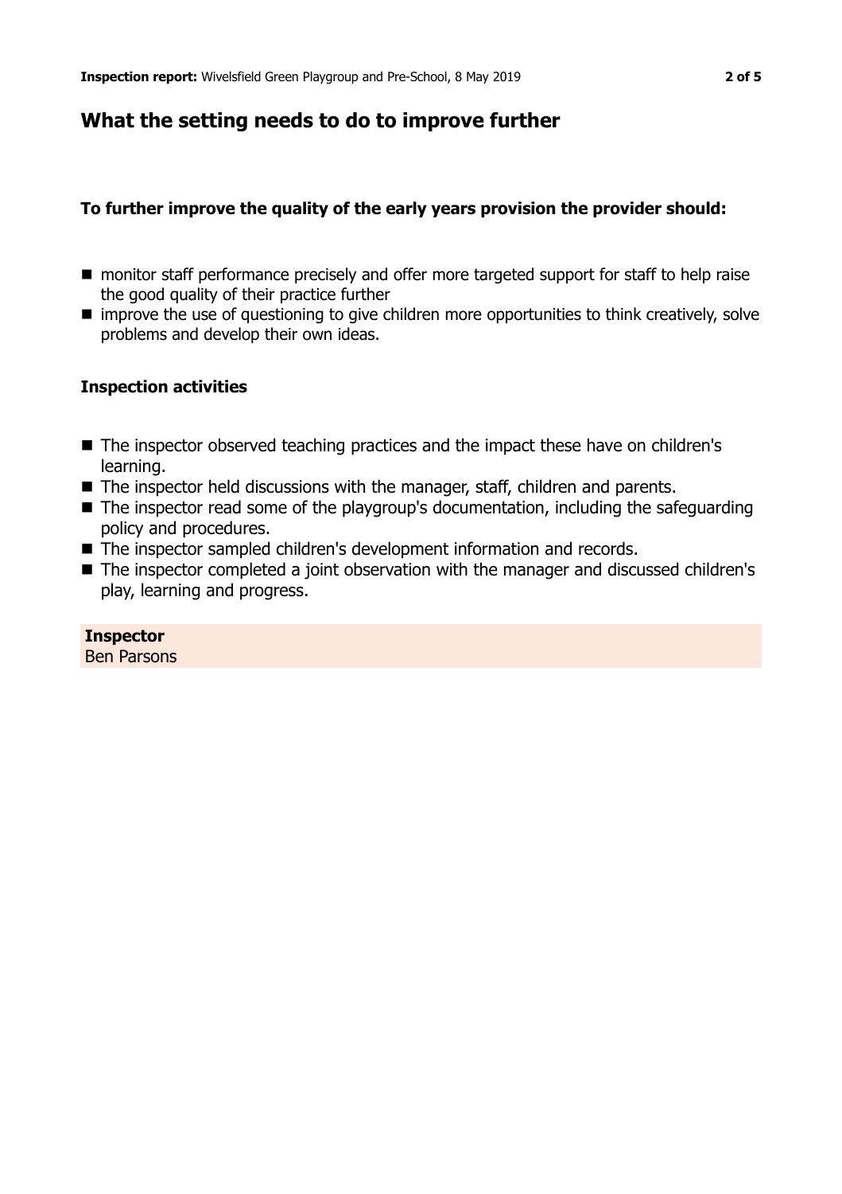## What the setting needs to do to improve further

### To further improve the quality of the early years provision the provider should:

- monitor staff performance precisely and offer more targeted support for staff to help raise the good quality of their practice further
- improve the use of questioning to give children more opportunities to think creatively, solve problems and develop their own ideas.

### Inspection activities

- The inspector observed teaching practices and the impact these have on children's learning.
- The inspector held discussions with the manager, staff, children and parents.
- The inspector read some of the playgroup's documentation, including the safeguarding policy and procedures.
- The inspector sampled children's development information and records.
- The inspector completed a joint observation with the manager and discussed children's play, learning and progress.

**Inspector**
Ben Parsons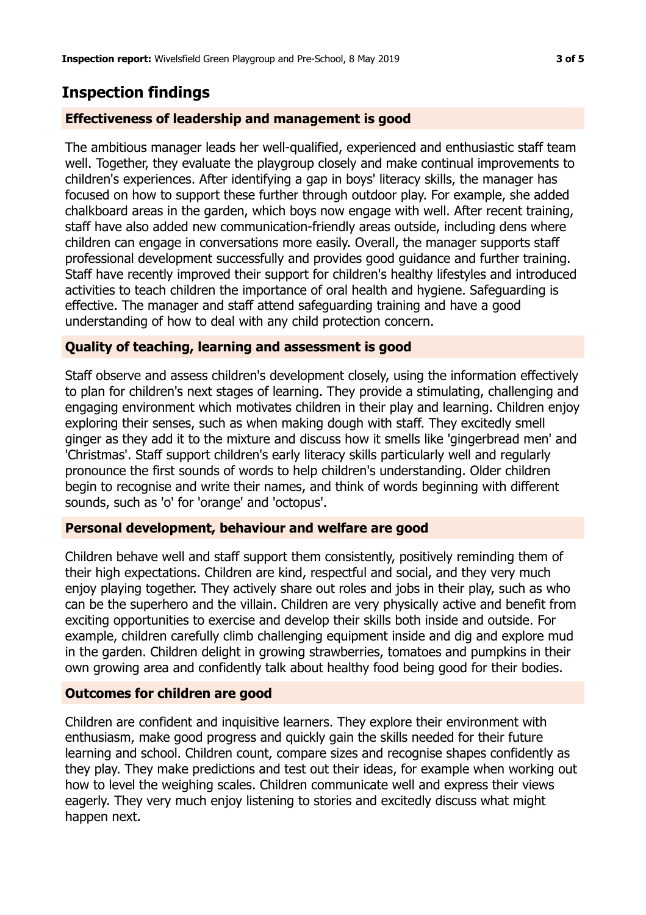## Inspection findings

### Effectiveness of leadership and management is good

The ambitious manager leads her well-qualified, experienced and enthusiastic staff team well. Together, they evaluate the playgroup closely and make continual improvements to children's experiences. After identifying a gap in boys' literacy skills, the manager has focused on how to support these further through outdoor play. For example, she added chalkboard areas in the garden, which boys now engage with well. After recent training, staff have also added new communication-friendly areas outside, including dens where children can engage in conversations more easily. Overall, the manager supports staff professional development successfully and provides good guidance and further training. Staff have recently improved their support for children's healthy lifestyles and introduced activities to teach children the importance of oral health and hygiene. Safeguarding is effective. The manager and staff attend safeguarding training and have a good understanding of how to deal with any child protection concern.

### Quality of teaching, learning and assessment is good

Staff observe and assess children's development closely, using the information effectively to plan for children's next stages of learning. They provide a stimulating, challenging and engaging environment which motivates children in their play and learning. Children enjoy exploring their senses, such as when making dough with staff. They excitedly smell ginger as they add it to the mixture and discuss how it smells like 'gingerbread men' and 'Christmas'. Staff support children's early literacy skills particularly well and regularly pronounce the first sounds of words to help children's understanding. Older children begin to recognise and write their names, and think of words beginning with different sounds, such as 'o' for 'orange' and 'octopus'.

### Personal development, behaviour and welfare are good

Children behave well and staff support them consistently, positively reminding them of their high expectations. Children are kind, respectful and social, and they very much enjoy playing together. They actively share out roles and jobs in their play, such as who can be the superhero and the villain. Children are very physically active and benefit from exciting opportunities to exercise and develop their skills both inside and outside. For example, children carefully climb challenging equipment inside and dig and explore mud in the garden. Children delight in growing strawberries, tomatoes and pumpkins in their own growing area and confidently talk about healthy food being good for their bodies.

### Outcomes for children are good

Children are confident and inquisitive learners. They explore their environment with enthusiasm, make good progress and quickly gain the skills needed for their future learning and school. Children count, compare sizes and recognise shapes confidently as they play. They make predictions and test out their ideas, for example when working out how to level the weighing scales. Children communicate well and express their views eagerly. They very much enjoy listening to stories and excitedly discuss what might happen next.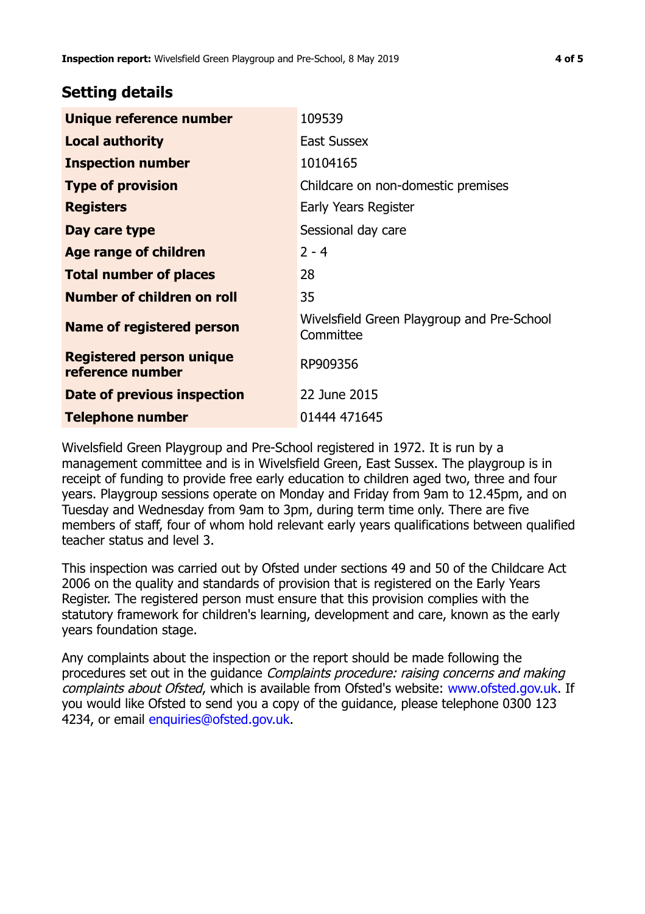## Setting details

| | |
|---|---|
| **Unique reference number** | 109539 |
| **Local authority** | East Sussex |
| **Inspection number** | 10104165 |
| **Type of provision** | Childcare on non-domestic premises |
| **Registers** | Early Years Register |
| **Day care type** | Sessional day care |
| **Age range of children** | 2 - 4 |
| **Total number of places** | 28 |
| **Number of children on roll** | 35 |
| **Name of registered person** | Wivelsfield Green Playgroup and Pre-School Committee |
| **Registered person unique reference number** | RP909356 |
| **Date of previous inspection** | 22 June 2015 |
| **Telephone number** | 01444 471645 |

Wivelsfield Green Playgroup and Pre-School registered in 1972. It is run by a management committee and is in Wivelsfield Green, East Sussex. The playgroup is in receipt of funding to provide free early education to children aged two, three and four years. Playgroup sessions operate on Monday and Friday from 9am to 12.45pm, and on Tuesday and Wednesday from 9am to 3pm, during term time only. There are five members of staff, four of whom hold relevant early years qualifications between qualified teacher status and level 3.

This inspection was carried out by Ofsted under sections 49 and 50 of the Childcare Act 2006 on the quality and standards of provision that is registered on the Early Years Register. The registered person must ensure that this provision complies with the statutory framework for children's learning, development and care, known as the early years foundation stage.

Any complaints about the inspection or the report should be made following the procedures set out in the guidance *Complaints procedure: raising concerns and making complaints about Ofsted*, which is available from Ofsted's website: www.ofsted.gov.uk. If you would like Ofsted to send you a copy of the guidance, please telephone 0300 123 4234, or email enquiries@ofsted.gov.uk.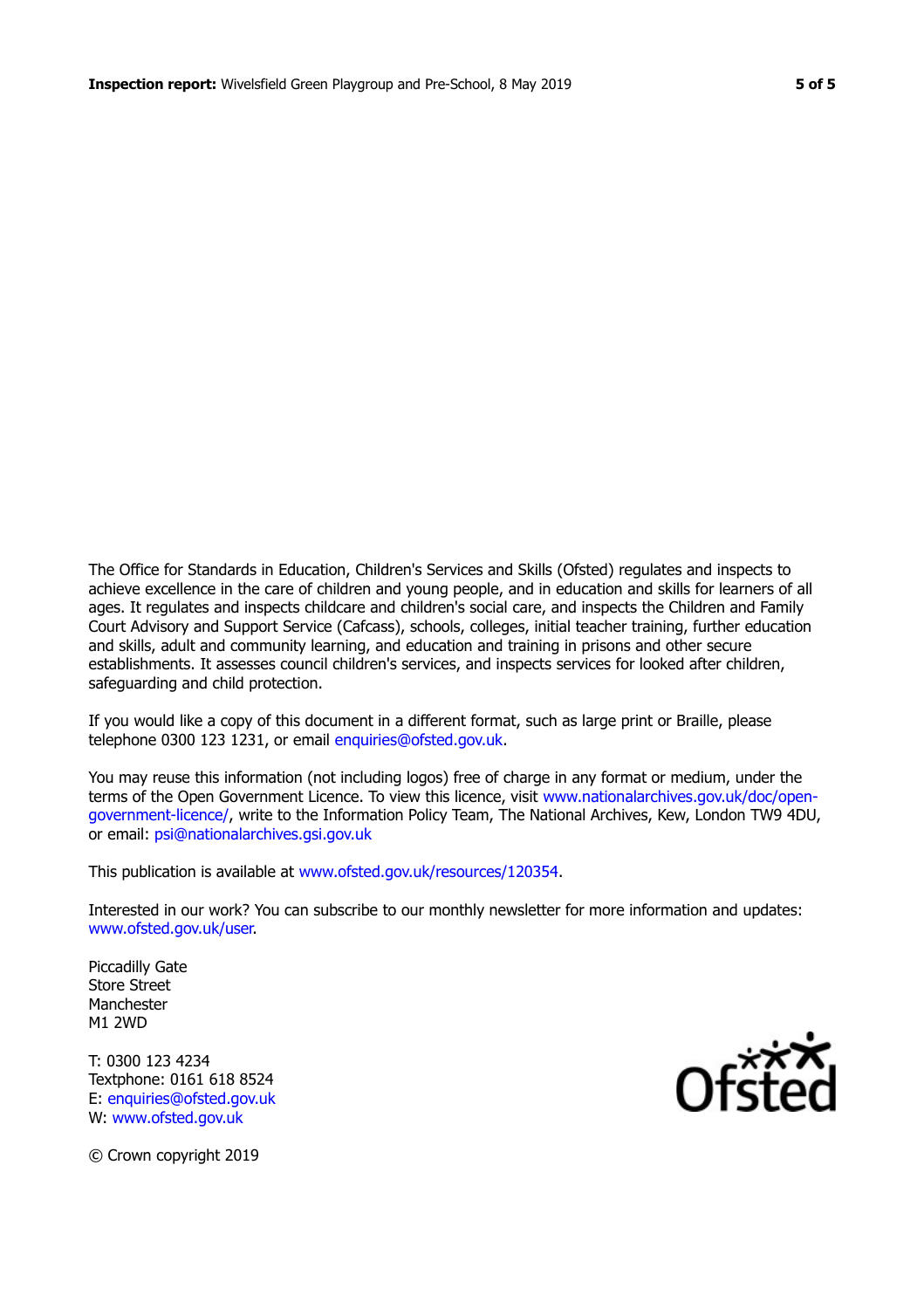The Office for Standards in Education, Children's Services and Skills (Ofsted) regulates and inspects to achieve excellence in the care of children and young people, and in education and skills for learners of all ages. It regulates and inspects childcare and children's social care, and inspects the Children and Family Court Advisory and Support Service (Cafcass), schools, colleges, initial teacher training, further education and skills, adult and community learning, and education and training in prisons and other secure establishments. It assesses council children's services, and inspects services for looked after children, safeguarding and child protection.

If you would like a copy of this document in a different format, such as large print or Braille, please telephone 0300 123 1231, or email enquiries@ofsted.gov.uk.

You may reuse this information (not including logos) free of charge in any format or medium, under the terms of the Open Government Licence. To view this licence, visit www.nationalarchives.gov.uk/doc/open-government-licence/, write to the Information Policy Team, The National Archives, Kew, London TW9 4DU, or email: psi@nationalarchives.gsi.gov.uk

This publication is available at www.ofsted.gov.uk/resources/120354.

Interested in our work? You can subscribe to our monthly newsletter for more information and updates: www.ofsted.gov.uk/user.

Piccadilly Gate
Store Street
Manchester
M1 2WD

T: 0300 123 4234
Textphone: 0161 618 8524
E: enquiries@ofsted.gov.uk
W: www.ofsted.gov.uk

© Crown copyright 2019